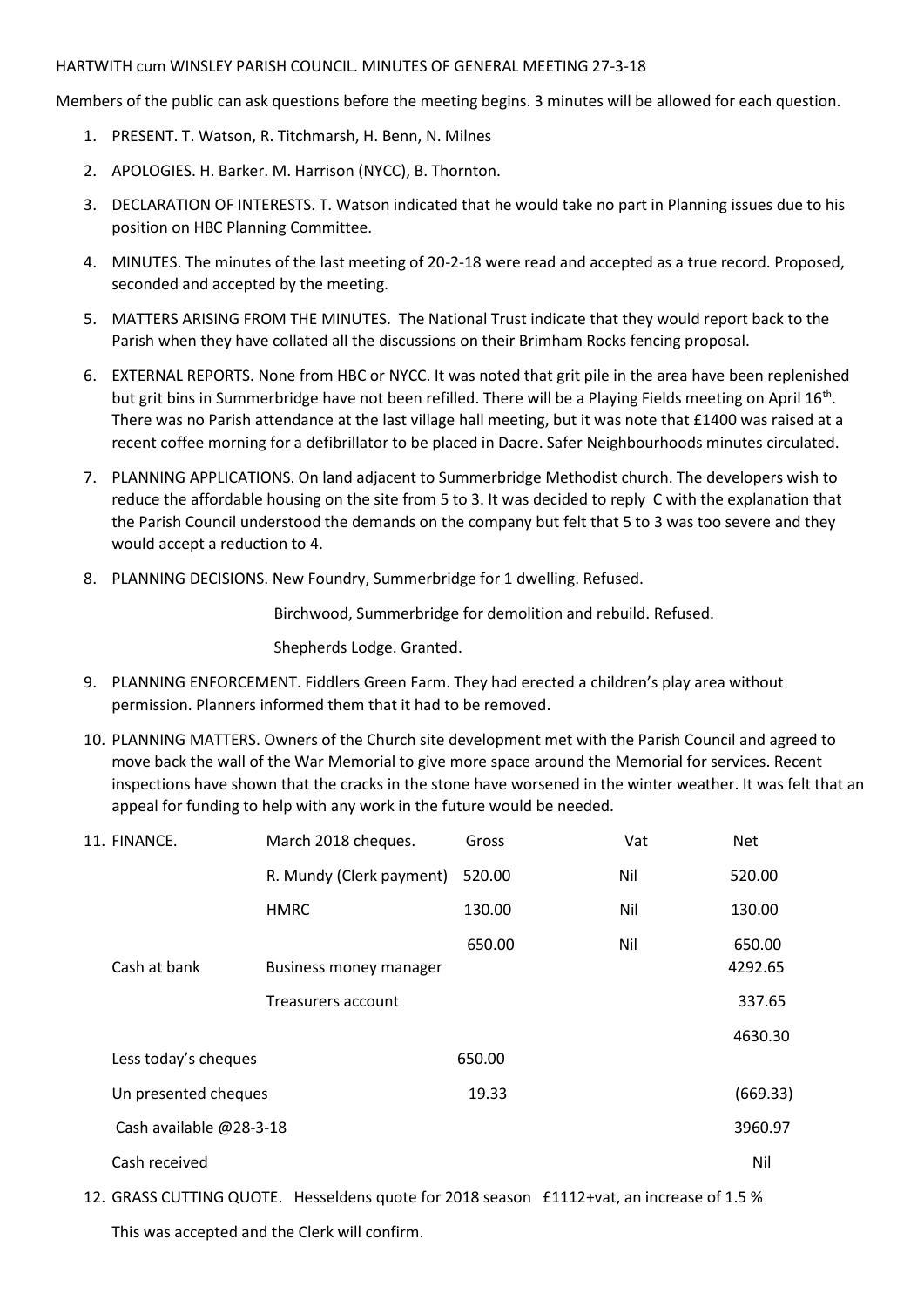HARTWITH cum WINSLEY PARISH COUNCIL. MINUTES OF GENERAL MEETING 27-3-18

Members of the public can ask questions before the meeting begins. 3 minutes will be allowed for each question.

1. PRESENT. T. Watson, R. Titchmarsh, H. Benn, N. Milnes
2. APOLOGIES. H. Barker. M. Harrison (NYCC), B. Thornton.
3. DECLARATION OF INTERESTS. T. Watson indicated that he would take no part in Planning issues due to his position on HBC Planning Committee.
4. MINUTES. The minutes of the last meeting of 20-2-18 were read and accepted as a true record. Proposed, seconded and accepted by the meeting.
5. MATTERS ARISING FROM THE MINUTES. The National Trust indicate that they would report back to the Parish when they have collated all the discussions on their Brimham Rocks fencing proposal.
6. EXTERNAL REPORTS. None from HBC or NYCC. It was noted that grit pile in the area have been replenished but grit bins in Summerbridge have not been refilled. There will be a Playing Fields meeting on April 16th. There was no Parish attendance at the last village hall meeting, but it was note that £1400 was raised at a recent coffee morning for a defibrillator to be placed in Dacre. Safer Neighbourhoods minutes circulated.
7. PLANNING APPLICATIONS. On land adjacent to Summerbridge Methodist church. The developers wish to reduce the affordable housing on the site from 5 to 3. It was decided to reply C with the explanation that the Parish Council understood the demands on the company but felt that 5 to 3 was too severe and they would accept a reduction to 4.
8. PLANNING DECISIONS. New Foundry, Summerbridge for 1 dwelling. Refused.

   Birchwood, Summerbridge for demolition and rebuild. Refused.

   Shepherds Lodge. Granted.
9. PLANNING ENFORCEMENT. Fiddlers Green Farm. They had erected a children's play area without permission. Planners informed them that it had to be removed.
10. PLANNING MATTERS. Owners of the Church site development met with the Parish Council and agreed to move back the wall of the War Memorial to give more space around the Memorial for services. Recent inspections have shown that the cracks in the stone have worsened in the winter weather. It was felt that an appeal for funding to help with any work in the future would be needed.
11. FINANCE.

| | | Gross | Vat | Net |
|---|---|---|---|---|
| | March 2018 cheques. | Gross | Vat | Net |
| | R. Mundy (Clerk payment) | 520.00 | Nil | 520.00 |
| | HMRC | 130.00 | Nil | 130.00 |
| | | 650.00 | Nil | 650.00 |
| Cash at bank | Business money manager | | | 4292.65 |
| | Treasurers account | | | 337.65 |
| | | | | 4630.30 |
| Less today's cheques | | 650.00 | | |
| Un presented cheques | | 19.33 | | (669.33) |
| Cash available @28-3-18 | | | | 3960.97 |
| Cash received | | | | Nil |

12. GRASS CUTTING QUOTE. Hesseldens quote for 2018 season £1112+vat, an increase of 1.5 %

    This was accepted and the Clerk will confirm.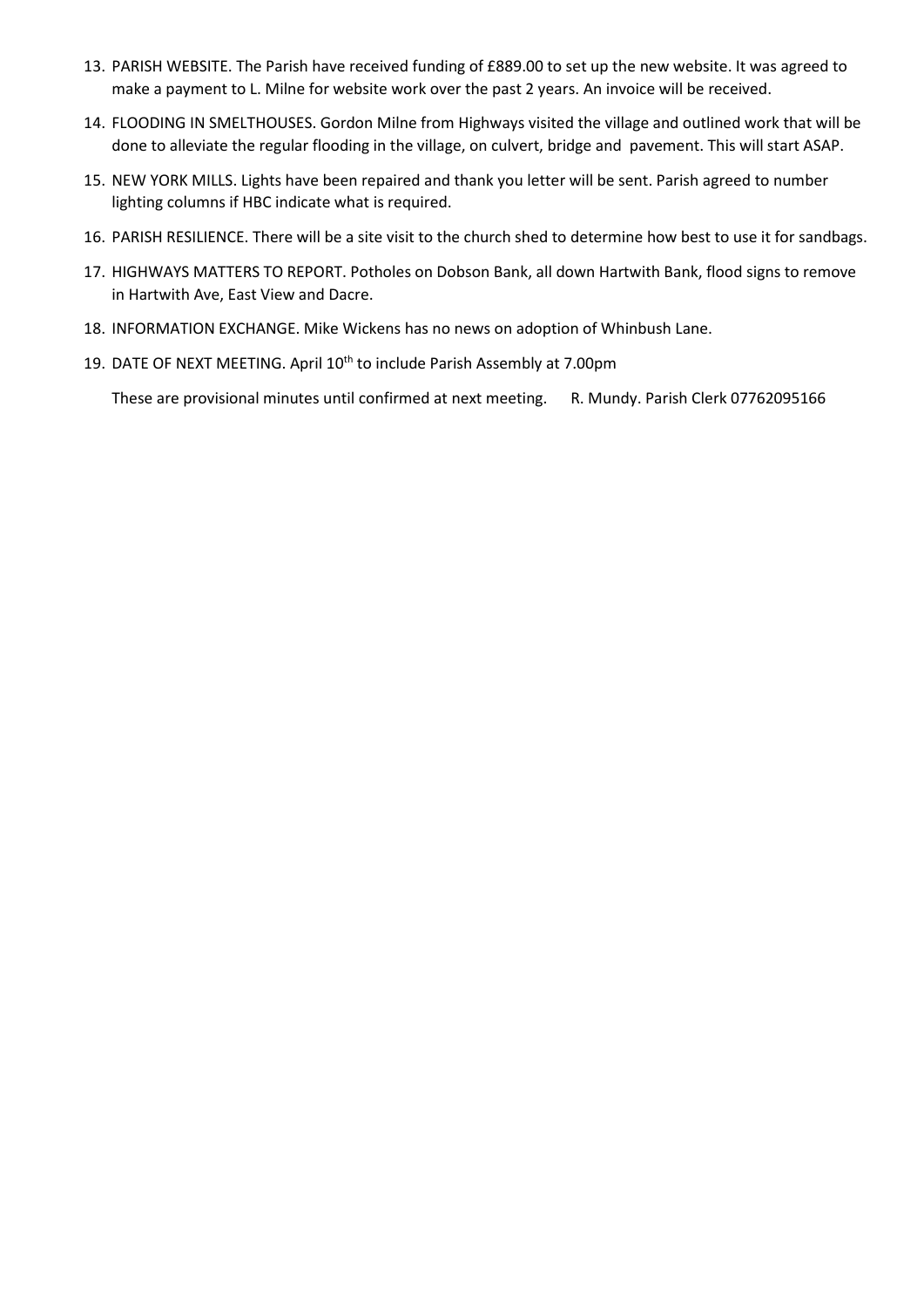13. PARISH WEBSITE. The Parish have received funding of £889.00 to set up the new website. It was agreed to make a payment to L. Milne for website work over the past 2 years. An invoice will be received.
14. FLOODING IN SMELTHOUSES. Gordon Milne from Highways visited the village and outlined work that will be done to alleviate the regular flooding in the village, on culvert, bridge and pavement. This will start ASAP.
15. NEW YORK MILLS. Lights have been repaired and thank you letter will be sent. Parish agreed to number lighting columns if HBC indicate what is required.
16. PARISH RESILIENCE. There will be a site visit to the church shed to determine how best to use it for sandbags.
17. HIGHWAYS MATTERS TO REPORT. Potholes on Dobson Bank, all down Hartwith Bank, flood signs to remove in Hartwith Ave, East View and Dacre.
18. INFORMATION EXCHANGE. Mike Wickens has no news on adoption of Whinbush Lane.
19. DATE OF NEXT MEETING. April 10th to include Parish Assembly at 7.00pm

These are provisional minutes until confirmed at next meeting.  R. Mundy. Parish Clerk 07762095166